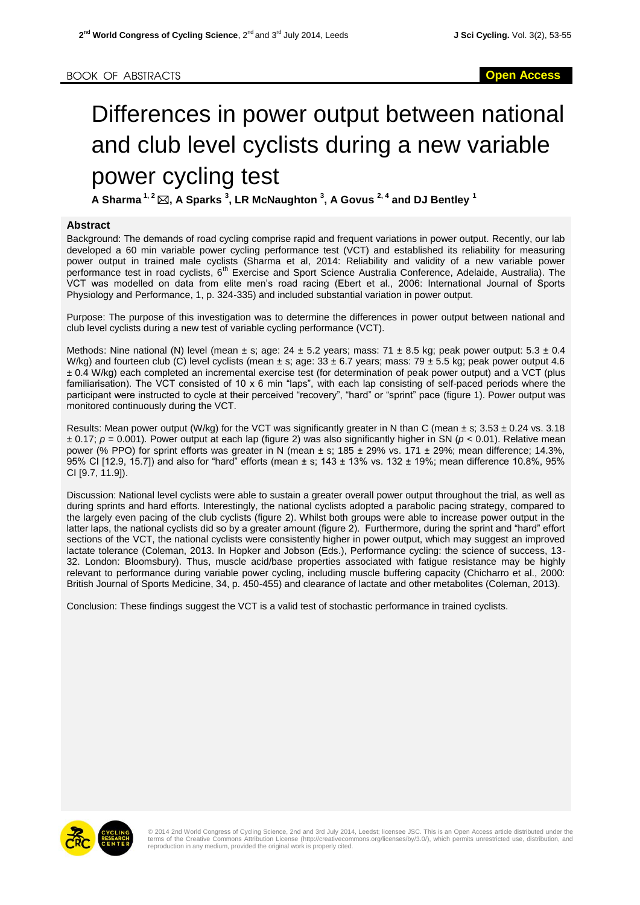BOOK OF ABSTRACTS

**Open Access**

# Differences in power output between national and club level cyclists during a new variable power cycling test

**A Sharma [1, 2] ✉, A Sparks [3], LR McNaughton [3], A Govus [2, 4] and DJ Bentley [1]**

## Abstract

Background: The demands of road cycling comprise rapid and frequent variations in power output. Recently, our lab developed a 60 min variable power cycling performance test (VCT) and established its reliability for measuring power output in trained male cyclists (Sharma et al, 2014: Reliability and validity of a new variable power performance test in road cyclists, 6th Exercise and Sport Science Australia Conference, Adelaide, Australia). The VCT was modelled on data from elite men's road racing (Ebert et al., 2006: International Journal of Sports Physiology and Performance, 1, p. 324-335) and included substantial variation in power output.

Purpose: The purpose of this investigation was to determine the differences in power output between national and club level cyclists during a new test of variable cycling performance (VCT).

Methods: Nine national (N) level (mean ± s; age: 24 ± 5.2 years; mass: 71 ± 8.5 kg; peak power output: 5.3 ± 0.4 W/kg) and fourteen club (C) level cyclists (mean ± s; age: 33 ± 6.7 years; mass: 79 ± 5.5 kg; peak power output 4.6 ± 0.4 W/kg) each completed an incremental exercise test (for determination of peak power output) and a VCT (plus familiarisation). The VCT consisted of 10 x 6 min "laps", with each lap consisting of self-paced periods where the participant were instructed to cycle at their perceived "recovery", "hard" or "sprint" pace (figure 1). Power output was monitored continuously during the VCT.

Results: Mean power output (W/kg) for the VCT was significantly greater in N than C (mean ± s; 3.53 ± 0.24 vs. 3.18 ± 0.17; $p = 0.001$). Power output at each lap (figure 2) was also significantly higher in SN ($p < 0.01$). Relative mean power (% PPO) for sprint efforts was greater in N (mean ± s; 185 ± 29% vs. 171 ± 29%; mean difference; 14.3%, 95% CI [12.9, 15.7]) and also for "hard" efforts (mean ± s; 143 ± 13% vs. 132 ± 19%; mean difference 10.8%, 95% CI [9.7, 11.9]).

Discussion: National level cyclists were able to sustain a greater overall power output throughout the trial, as well as during sprints and hard efforts. Interestingly, the national cyclists adopted a parabolic pacing strategy, compared to the largely even pacing of the club cyclists (figure 2). Whilst both groups were able to increase power output in the latter laps, the national cyclists did so by a greater amount (figure 2). Furthermore, during the sprint and "hard" effort sections of the VCT, the national cyclists were consistently higher in power output, which may suggest an improved lactate tolerance (Coleman, 2013. In Hopker and Jobson (Eds.), Performance cycling: the science of success, 13-32. London: Bloomsbury). Thus, muscle acid/base properties associated with fatigue resistance may be highly relevant to performance during variable power cycling, including muscle buffering capacity (Chicharro et al., 2000: British Journal of Sports Medicine, 34, p. 450-455) and clearance of lactate and other metabolites (Coleman, 2013).

Conclusion: These findings suggest the VCT is a valid test of stochastic performance in trained cyclists.

© 2014 2nd World Congress of Cycling Science, 2nd and 3rd July 2014, Leedst; licensee JSC. This is an Open Access article distributed under the terms of the Creative Commons Attribution License (http://creativecommons.org/licenses/by/3.0/), which permits unrestricted use, distribution, and reproduction in any medium, provided the original work is properly cited.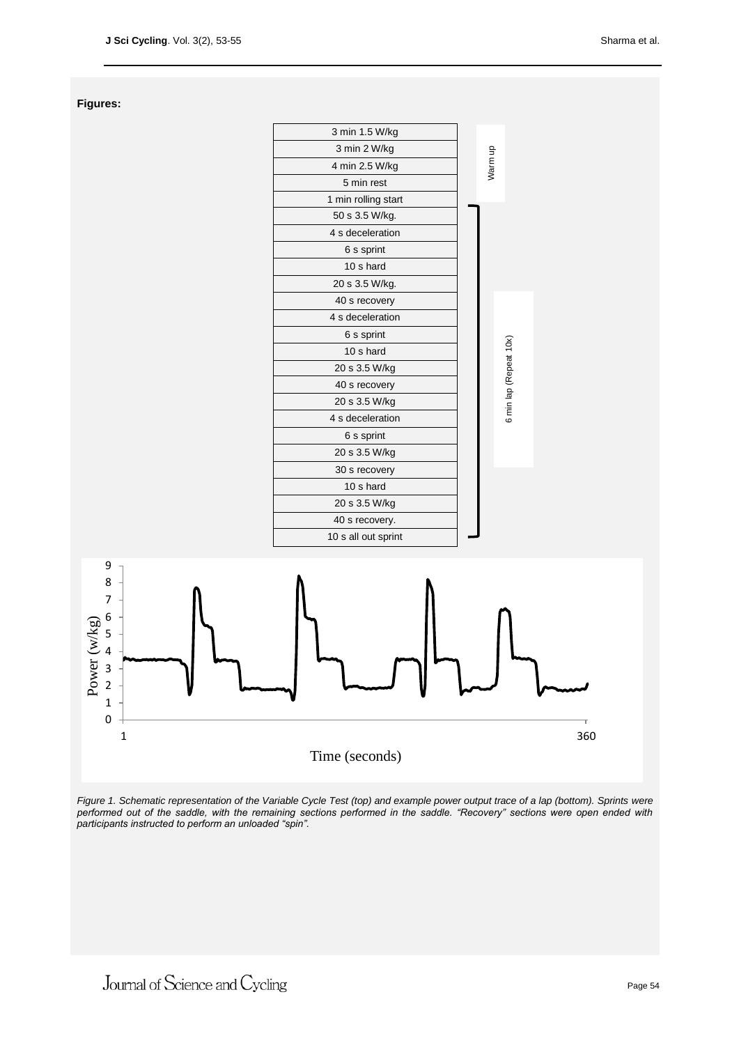**Figures:**

| |
|---|
| 3 min 1.5 W/kg |
| 3 min 2 W/kg |
| 4 min 2.5 W/kg |
| 5 min rest |
| 1 min rolling start |
| 50 s 3.5 W/kg. |
| 4 s deceleration |
| 6 s sprint |
| 10 s hard |
| 20 s 3.5 W/kg. |
| 40 s recovery |
| 4 s deceleration |
| 6 s sprint |
| 10 s hard |
| 20 s 3.5 W/kg |
| 40 s recovery |
| 20 s 3.5 W/kg |
| 4 s deceleration |
| 6 s sprint |
| 20 s 3.5 W/kg |
| 30 s recovery |
| 10 s hard |
| 20 s 3.5 W/kg |
| 40 s recovery. |
| 10 s all out sprint |

Warm up (3 min 1.5 W/kg through 5 min rest)

6 min lap (Repeat 10x) (50 s 3.5 W/kg. through 10 s all out sprint)

*Figure 1. Schematic representation of the Variable Cycle Test (top) and example power output trace of a lap (bottom). Sprints were performed out of the saddle, with the remaining sections performed in the saddle. "Recovery" sections were open ended with participants instructed to perform an unloaded "spin".*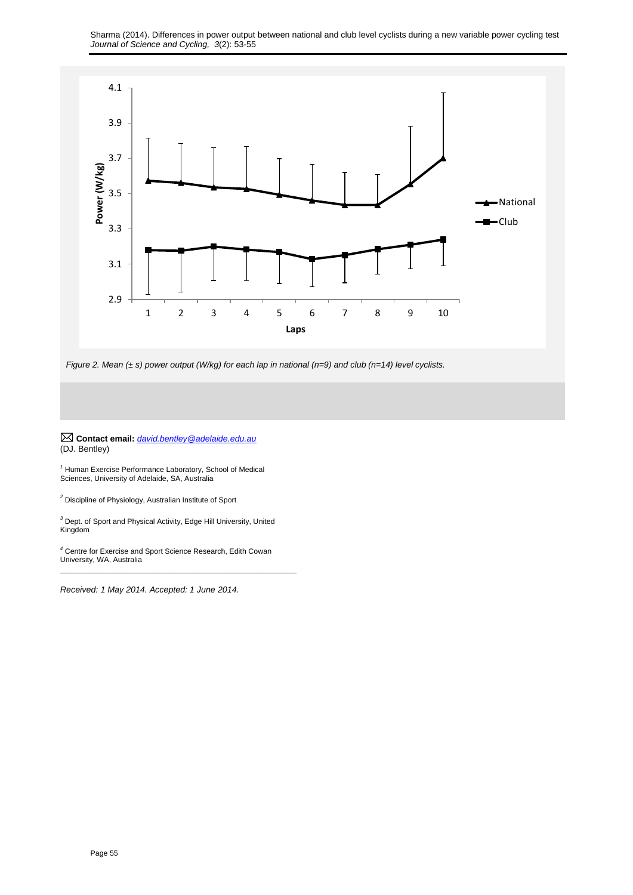4.1
3.9
3.7
3.5
3.3
3.1
2.9

Power (W/kg)

1 2 3 4 5 6 7 8 9 10

Laps

National
Club

*Figure 2. Mean (± s) power output (W/kg) for each lap in national (n=9) and club (n=14) level cyclists.*

✉ **Contact email:** *david.bentley@adelaide.edu.au* (DJ. Bentley)

[1] Human Exercise Performance Laboratory, School of Medical Sciences, University of Adelaide, SA, Australia

[2] Discipline of Physiology, Australian Institute of Sport

[3] Dept. of Sport and Physical Activity, Edge Hill University, United Kingdom

[4] Centre for Exercise and Sport Science Research, Edith Cowan University, WA, Australia

*Received: 1 May 2014. Accepted: 1 June 2014.*